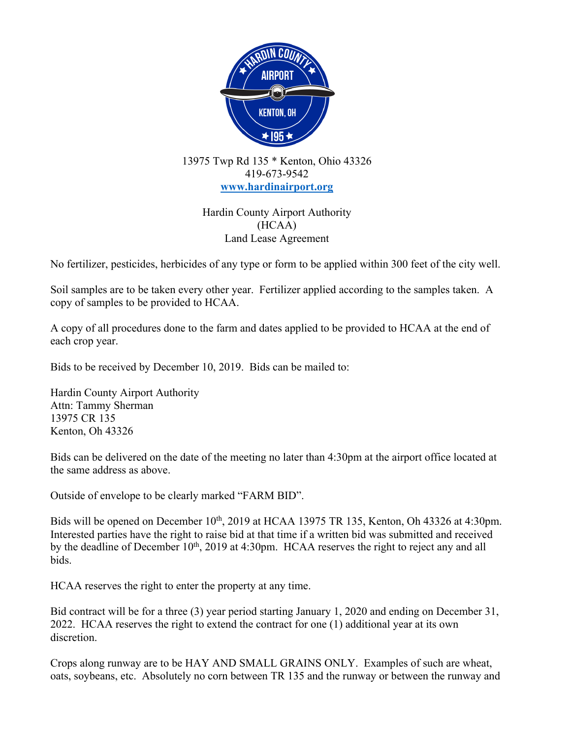13975 Twp Rd 135 * Kenton, Ohio 43326
419-673-9542
www.hardinairport.org

Hardin County Airport Authority
(HCAA)
Land Lease Agreement

No fertilizer, pesticides, herbicides of any type or form to be applied within 300 feet of the city well.

Soil samples are to be taken every other year. Fertilizer applied according to the samples taken. A copy of samples to be provided to HCAA.

A copy of all procedures done to the farm and dates applied to be provided to HCAA at the end of each crop year.

Bids to be received by December 10, 2019. Bids can be mailed to:

Hardin County Airport Authority
Attn: Tammy Sherman
13975 CR 135
Kenton, Oh 43326

Bids can be delivered on the date of the meeting no later than 4:30pm at the airport office located at the same address as above.

Outside of envelope to be clearly marked "FARM BID".

Bids will be opened on December 10th, 2019 at HCAA 13975 TR 135, Kenton, Oh 43326 at 4:30pm. Interested parties have the right to raise bid at that time if a written bid was submitted and received by the deadline of December 10th, 2019 at 4:30pm. HCAA reserves the right to reject any and all bids.

HCAA reserves the right to enter the property at any time.

Bid contract will be for a three (3) year period starting January 1, 2020 and ending on December 31, 2022. HCAA reserves the right to extend the contract for one (1) additional year at its own discretion.

Crops along runway are to be HAY AND SMALL GRAINS ONLY. Examples of such are wheat, oats, soybeans, etc. Absolutely no corn between TR 135 and the runway or between the runway and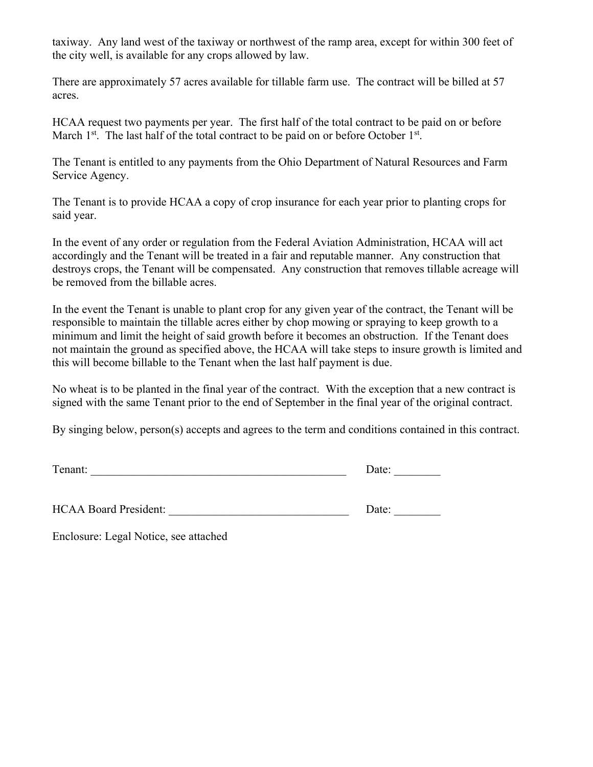taxiway. Any land west of the taxiway or northwest of the ramp area, except for within 300 feet of the city well, is available for any crops allowed by law.

There are approximately 57 acres available for tillable farm use. The contract will be billed at 57 acres.

HCAA request two payments per year. The first half of the total contract to be paid on or before March 1st. The last half of the total contract to be paid on or before October 1st.

The Tenant is entitled to any payments from the Ohio Department of Natural Resources and Farm Service Agency.

The Tenant is to provide HCAA a copy of crop insurance for each year prior to planting crops for said year.

In the event of any order or regulation from the Federal Aviation Administration, HCAA will act accordingly and the Tenant will be treated in a fair and reputable manner. Any construction that destroys crops, the Tenant will be compensated. Any construction that removes tillable acreage will be removed from the billable acres.

In the event the Tenant is unable to plant crop for any given year of the contract, the Tenant will be responsible to maintain the tillable acres either by chop mowing or spraying to keep growth to a minimum and limit the height of said growth before it becomes an obstruction. If the Tenant does not maintain the ground as specified above, the HCAA will take steps to insure growth is limited and this will become billable to the Tenant when the last half payment is due.

No wheat is to be planted in the final year of the contract. With the exception that a new contract is signed with the same Tenant prior to the end of September in the final year of the original contract.

By singing below, person(s) accepts and agrees to the term and conditions contained in this contract.

Tenant: ______________________________________________ Date: ________

HCAA Board President: _______________________________ Date: ________

Enclosure: Legal Notice, see attached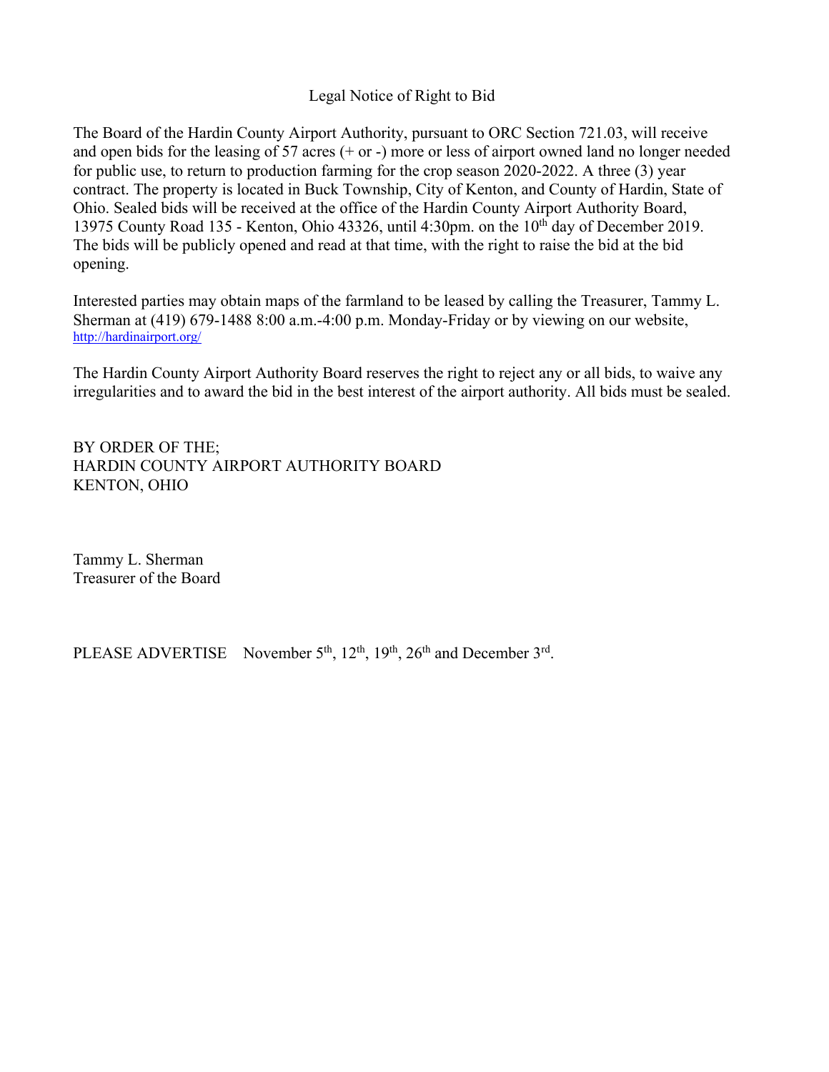# Legal Notice of Right to Bid

The Board of the Hardin County Airport Authority, pursuant to ORC Section 721.03, will receive and open bids for the leasing of 57 acres (+ or -) more or less of airport owned land no longer needed for public use, to return to production farming for the crop season 2020-2022. A three (3) year contract. The property is located in Buck Township, City of Kenton, and County of Hardin, State of Ohio. Sealed bids will be received at the office of the Hardin County Airport Authority Board, 13975 County Road 135 - Kenton, Ohio 43326, until 4:30pm. on the 10th day of December 2019. The bids will be publicly opened and read at that time, with the right to raise the bid at the bid opening.

Interested parties may obtain maps of the farmland to be leased by calling the Treasurer, Tammy L. Sherman at (419) 679-1488 8:00 a.m.-4:00 p.m. Monday-Friday or by viewing on our website, http://hardinairport.org/

The Hardin County Airport Authority Board reserves the right to reject any or all bids, to waive any irregularities and to award the bid in the best interest of the airport authority. All bids must be sealed.

BY ORDER OF THE;
HARDIN COUNTY AIRPORT AUTHORITY BOARD
KENTON, OHIO

Tammy L. Sherman
Treasurer of the Board

PLEASE ADVERTISE November 5th, 12th, 19th, 26th and December 3rd.